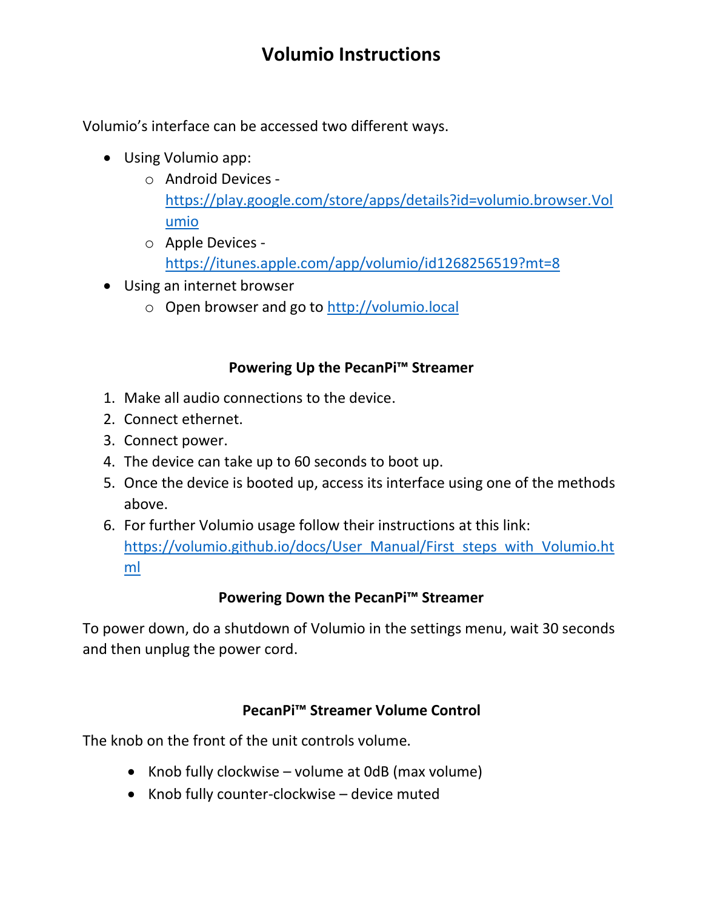# Volumio Instructions

Volumio's interface can be accessed two different ways.

- Using Volumio app:
  - Android Devices - https://play.google.com/store/apps/details?id=volumio.browser.Volumio
  - Apple Devices - https://itunes.apple.com/app/volumio/id1268256519?mt=8
- Using an internet browser
  - Open browser and go to http://volumio.local

### Powering Up the PecanPi™ Streamer

1. Make all audio connections to the device.
2. Connect ethernet.
3. Connect power.
4. The device can take up to 60 seconds to boot up.
5. Once the device is booted up, access its interface using one of the methods above.
6. For further Volumio usage follow their instructions at this link: https://volumio.github.io/docs/User_Manual/First_steps_with_Volumio.html

### Powering Down the PecanPi™ Streamer

To power down, do a shutdown of Volumio in the settings menu, wait 30 seconds and then unplug the power cord.

### PecanPi™ Streamer Volume Control

The knob on the front of the unit controls volume.

- Knob fully clockwise – volume at 0dB (max volume)
- Knob fully counter-clockwise – device muted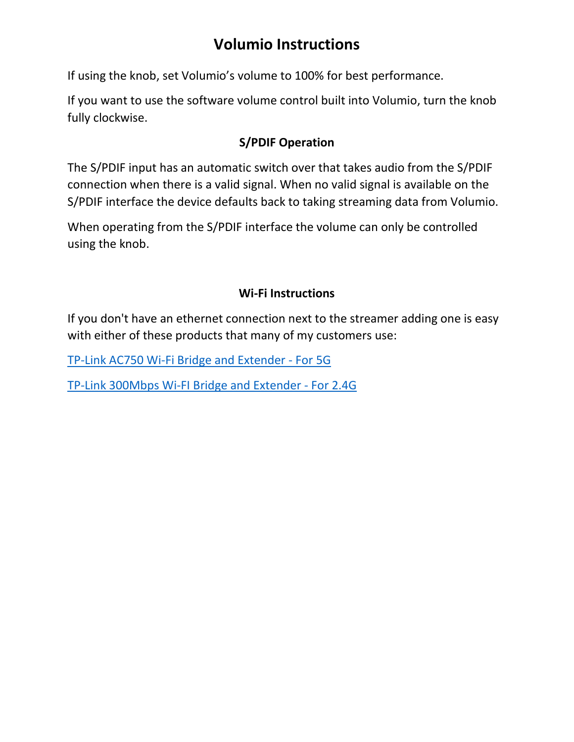# Volumio Instructions

If using the knob, set Volumio's volume to 100% for best performance.

If you want to use the software volume control built into Volumio, turn the knob fully clockwise.

## S/PDIF Operation

The S/PDIF input has an automatic switch over that takes audio from the S/PDIF connection when there is a valid signal. When no valid signal is available on the S/PDIF interface the device defaults back to taking streaming data from Volumio.

When operating from the S/PDIF interface the volume can only be controlled using the knob.

## Wi-Fi Instructions

If you don't have an ethernet connection next to the streamer adding one is easy with either of these products that many of my customers use:

TP-Link AC750 Wi-Fi Bridge and Extender - For 5G

TP-Link 300Mbps Wi-FI Bridge and Extender - For 2.4G